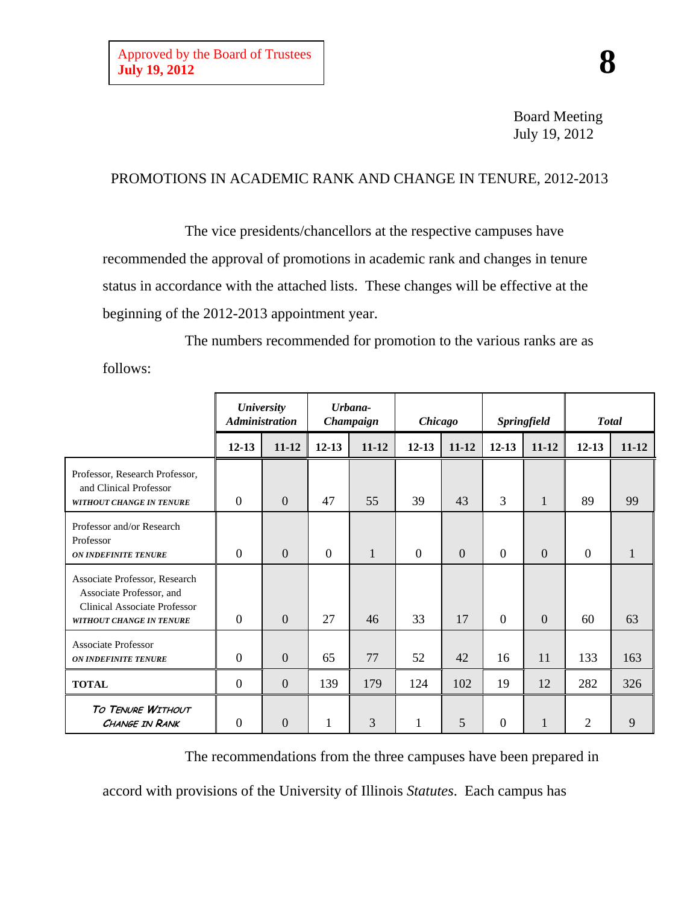Approved by the Board of Trustees
**July 19, 2012**

**8**

Board Meeting
July 19, 2012

## PROMOTIONS IN ACADEMIC RANK AND CHANGE IN TENURE, 2012-2013

The vice presidents/chancellors at the respective campuses have recommended the approval of promotions in academic rank and changes in tenure status in accordance with the attached lists. These changes will be effective at the beginning of the 2012-2013 appointment year.

The numbers recommended for promotion to the various ranks are as follows:

| | ***University Administration*** | | ***Urbana-Champaign*** | | ***Chicago*** | | ***Springfield*** | | ***Total*** | |
|---|---|---|---|---|---|---|---|---|---|---|
| | **12-13** | **11-12** | **12-13** | **11-12** | **12-13** | **11-12** | **12-13** | **11-12** | **12-13** | **11-12** |
| Professor, Research Professor, and Clinical Professor ***WITHOUT CHANGE IN TENURE*** | 0 | 0 | 47 | 55 | 39 | 43 | 3 | 1 | 89 | 99 |
| Professor and/or Research Professor ***ON INDEFINITE TENURE*** | 0 | 0 | 0 | 1 | 0 | 0 | 0 | 0 | 0 | 1 |
| Associate Professor, Research Associate Professor, and Clinical Associate Professor ***WITHOUT CHANGE IN TENURE*** | 0 | 0 | 27 | 46 | 33 | 17 | 0 | 0 | 60 | 63 |
| Associate Professor ***ON INDEFINITE TENURE*** | 0 | 0 | 65 | 77 | 52 | 42 | 16 | 11 | 133 | 163 |
| **TOTAL** | 0 | 0 | 139 | 179 | 124 | 102 | 19 | 12 | 282 | 326 |
| ***To Tenure Without Change in Rank*** | 0 | 0 | 1 | 3 | 1 | 5 | 0 | 1 | 2 | 9 |

The recommendations from the three campuses have been prepared in accord with provisions of the University of Illinois *Statutes*. Each campus has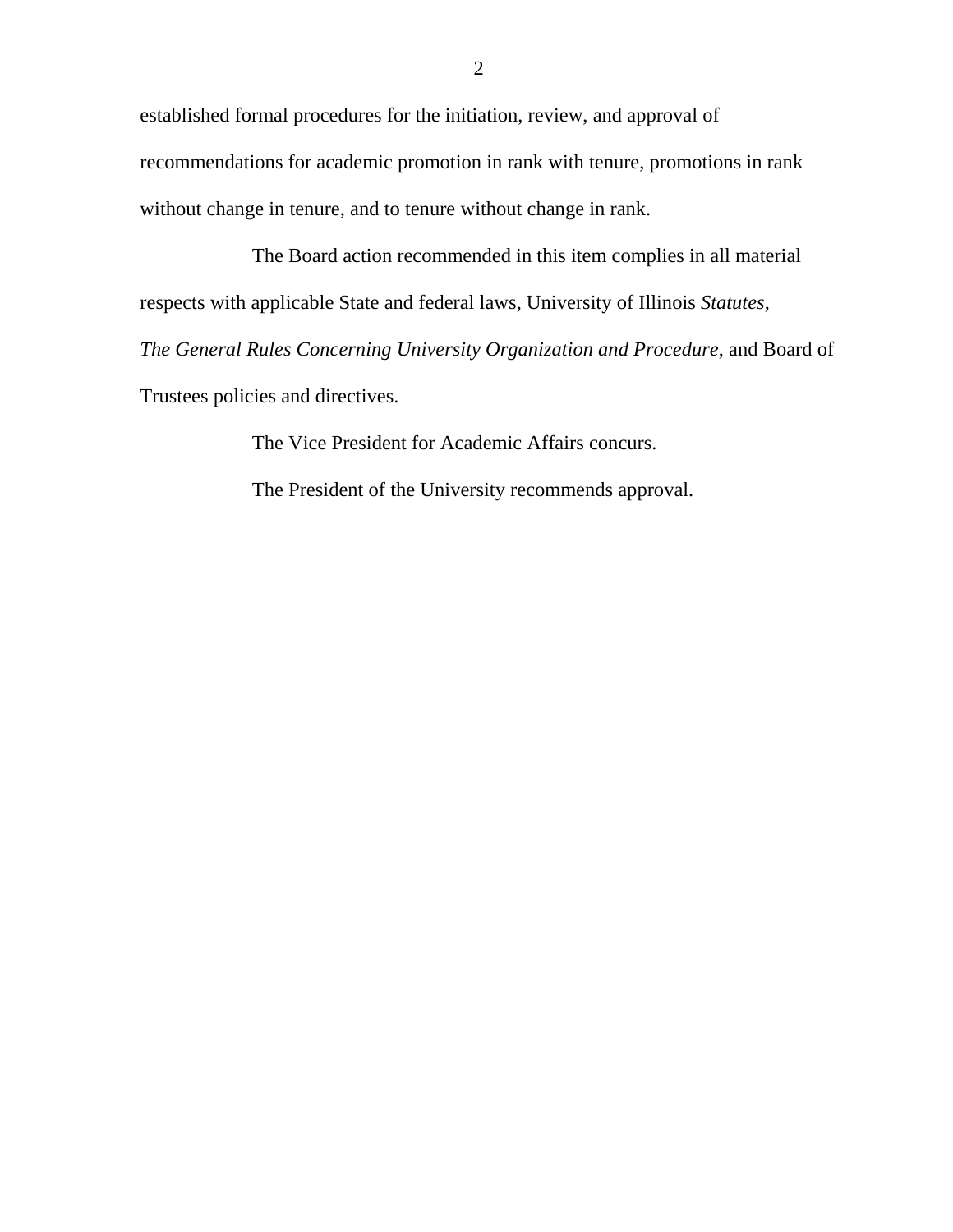established formal procedures for the initiation, review, and approval of recommendations for academic promotion in rank with tenure, promotions in rank without change in tenure, and to tenure without change in rank.

The Board action recommended in this item complies in all material respects with applicable State and federal laws, University of Illinois *Statutes*, *The General Rules Concerning University Organization and Procedure*, and Board of Trustees policies and directives.

The Vice President for Academic Affairs concurs.

The President of the University recommends approval.